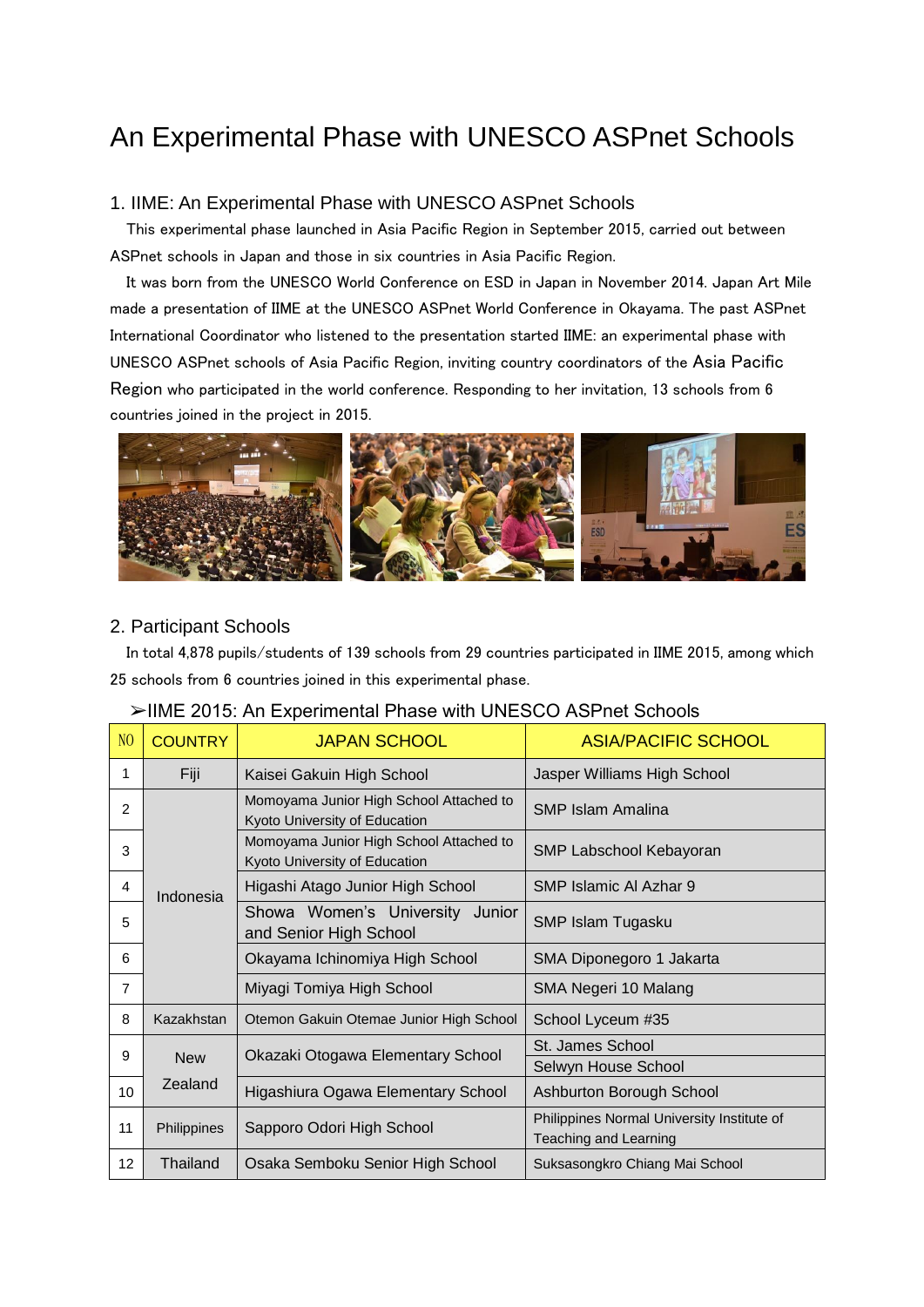# An Experimental Phase with UNESCO ASPnet Schools

## 1. IIME: An Experimental Phase with UNESCO ASPnet Schools

This experimental phase launched in Asia Pacific Region in September 2015, carried out between ASPnet schools in Japan and those in six countries in Asia Pacific Region.

It was born from the UNESCO World Conference on ESD in Japan in November 2014. Japan Art Mile made a presentation of IIME at the UNESCO ASPnet World Conference in Okayama. The past ASPnet International Coordinator who listened to the presentation started IIME: an experimental phase with UNESCO ASPnet schools of Asia Pacific Region, inviting country coordinators of the Asia Pacific Region who participated in the world conference. Responding to her invitation, 13 schools from 6 countries joined in the project in 2015.

## 2. Participant Schools

In total 4,878 pupils/students of 139 schools from 29 countries participated in IIME 2015, among which 25 schools from 6 countries joined in this experimental phase.

➢IIME 2015: An Experimental Phase with UNESCO ASPnet Schools

| NO | COUNTRY | JAPAN SCHOOL | ASIA/PACIFIC SCHOOL |
|---|---|---|---|
| 1 | Fiji | Kaisei Gakuin High School | Jasper Williams High School |
| 2 | Indonesia | Momoyama Junior High School Attached to Kyoto University of Education | SMP Islam Amalina |
| 3 | | Momoyama Junior High School Attached to Kyoto University of Education | SMP Labschool Kebayoran |
| 4 | | Higashi Atago Junior High School | SMP Islamic Al Azhar 9 |
| 5 | | Showa Women's University Junior and Senior High School | SMP Islam Tugasku |
| 6 | | Okayama Ichinomiya High School | SMA Diponegoro 1 Jakarta |
| 7 | | Miyagi Tomiya High School | SMA Negeri 10 Malang |
| 8 | Kazakhstan | Otemon Gakuin Otemae Junior High School | School Lyceum #35 |
| 9 | New Zealand | Okazaki Otogawa Elementary School | St. James School<br>Selwyn House School |
| 10 | | Higashiura Ogawa Elementary School | Ashburton Borough School |
| 11 | Philippines | Sapporo Odori High School | Philippines Normal University Institute of Teaching and Learning |
| 12 | Thailand | Osaka Semboku Senior High School | Suksasongkro Chiang Mai School |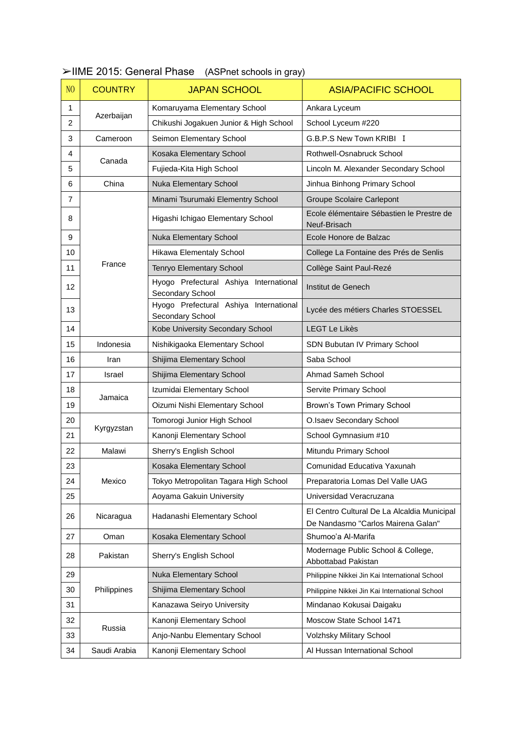➢IIME 2015: General Phase (ASPnet schools in gray)

| NO | COUNTRY | JAPAN SCHOOL | ASIA/PACIFIC SCHOOL |
|---|---|---|---|
| 1 | Azerbaijan | Komaruyama Elementary School | Ankara Lyceum |
| 2 | | Chikushi Jogakuen Junior & High School | School Lyceum #220 |
| 3 | Cameroon | Seimon Elementary School | G.B.P.S New Town KRIBI Ⅰ |
| 4 | Canada | Kosaka Elementary School | Rothwell-Osnabruck School |
| 5 | | Fujieda-Kita High School | Lincoln M. Alexander Secondary School |
| 6 | China | Nuka Elementary School | Jinhua Binhong Primary School |
| 7 | France | Minami Tsurumaki Elementry School | Groupe Scolaire Carlepont |
| 8 | | Higashi Ichigao Elementary School | Ecole élémentaire Sébastien le Prestre de Neuf-Brisach |
| 9 | | Nuka Elementary School | Ecole Honore de Balzac |
| 10 | | Hikawa Elementaly School | College La Fontaine des Prés de Senlis |
| 11 | | Tenryo Elementary School | Collège Saint Paul-Rezé |
| 12 | | Hyogo Prefectural Ashiya International Secondary School | Institut de Genech |
| 13 | | Hyogo Prefectural Ashiya International Secondary School | Lycée des métiers Charles STOESSEL |
| 14 | | Kobe University Secondary School | LEGT Le Likès |
| 15 | Indonesia | Nishikigaoka Elementary School | SDN Bubutan IV Primary School |
| 16 | Iran | Shijima Elementary School | Saba School |
| 17 | Israel | Shijima Elementary School | Ahmad Sameh School |
| 18 | Jamaica | Izumidai Elementary School | Servite Primary School |
| 19 | | Oizumi Nishi Elementary School | Brown's Town Primary School |
| 20 | Kyrgyzstan | Tomorogi Junior High School | O.Isaev Secondary School |
| 21 | | Kanonji Elementary School | School Gymnasium #10 |
| 22 | Malawi | Sherry's English School | Mitundu Primary School |
| 23 | Mexico | Kosaka Elementary School | Comunidad Educativa Yaxunah |
| 24 | | Tokyo Metropolitan Tagara High School | Preparatoria Lomas Del Valle UAG |
| 25 | | Aoyama Gakuin University | Universidad Veracruzana |
| 26 | Nicaragua | Hadanashi Elementary School | El Centro Cultural De La Alcaldia Municipal De Nandasmo "Carlos Mairena Galan" |
| 27 | Oman | Kosaka Elementary School | Shumoo'a Al-Marifa |
| 28 | Pakistan | Sherry's English School | Modernage Public School & College, Abbottabad Pakistan |
| 29 | Philippines | Nuka Elementary School | Philippine Nikkei Jin Kai International School |
| 30 | | Shijima Elementary School | Philippine Nikkei Jin Kai International School |
| 31 | | Kanazawa Seiryo University | Mindanao Kokusai Daigaku |
| 32 | Russia | Kanonji Elementary School | Moscow State School 1471 |
| 33 | | Anjo-Nanbu Elementary School | Volzhsky Military School |
| 34 | Saudi Arabia | Kanonji Elementary School | Al Hussan International School |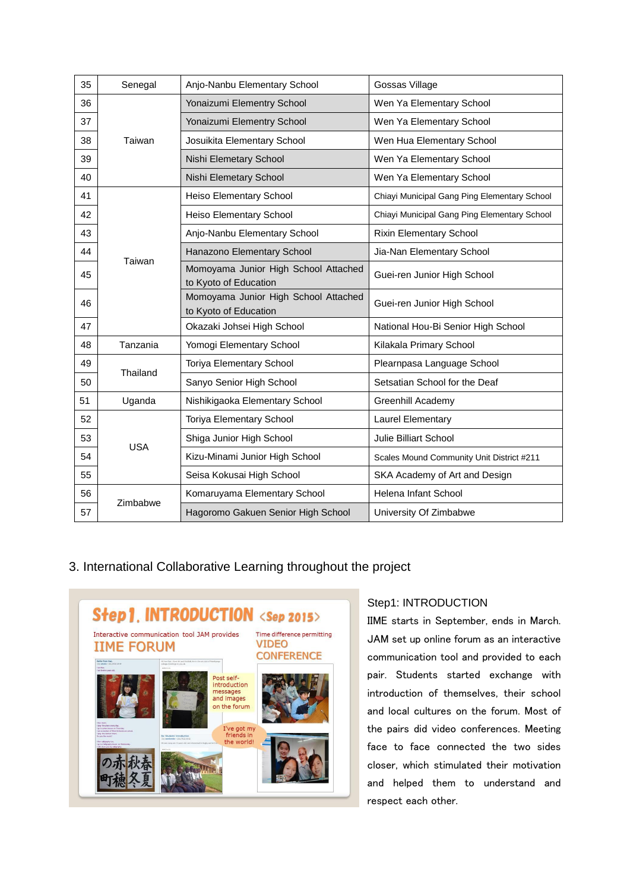| 35 | Senegal | Anjo-Nanbu Elementary School | Gossas Village |
|---|---|---|---|
| 36 | Taiwan | Yonaizumi Elementry School | Wen Ya Elementary School |
| 37 | | Yonaizumi Elementry School | Wen Ya Elementary School |
| 38 | | Josuikita Elementary School | Wen Hua Elementary School |
| 39 | | Nishi Elemetary School | Wen Ya Elementary School |
| 40 | | Nishi Elemetary School | Wen Ya Elementary School |
| 41 | Taiwan | Heiso Elementary School | Chiayi Municipal Gang Ping Elementary School |
| 42 | | Heiso Elementary School | Chiayi Municipal Gang Ping Elementary School |
| 43 | | Anjo-Nanbu Elementary School | Rixin Elementary School |
| 44 | | Hanazono Elementary School | Jia-Nan Elementary School |
| 45 | | Momoyama Junior High School Attached to Kyoto of Education | Guei-ren Junior High School |
| 46 | | Momoyama Junior High School Attached to Kyoto of Education | Guei-ren Junior High School |
| 47 | | Okazaki Johsei High School | National Hou-Bi Senior High School |
| 48 | Tanzania | Yomogi Elementary School | Kilakala Primary School |
| 49 | Thailand | Toriya Elementary School | Plearnpasa Language School |
| 50 | | Sanyo Senior High School | Setsatian School for the Deaf |
| 51 | Uganda | Nishikigaoka Elementary School | Greenhill Academy |
| 52 | USA | Toriya Elementary School | Laurel Elementary |
| 53 | | Shiga Junior High School | Julie Billiart School |
| 54 | | Kizu-Minami Junior High School | Scales Mound Community Unit District #211 |
| 55 | | Seisa Kokusai High School | SKA Academy of Art and Design |
| 56 | Zimbabwe | Komaruyama Elementary School | Helena Infant School |
| 57 | | Hagoromo Gakuen Senior High School | University Of Zimbabwe |

## 3. International Collaborative Learning throughout the project

Step1: INTRODUCTION

IIME starts in September, ends in March. JAM set up online forum as an interactive communication tool and provided to each pair. Students started exchange with introduction of themselves, their school and local cultures on the forum. Most of the pairs did video conferences. Meeting face to face connected the two sides closer, which stimulated their motivation and helped them to understand and respect each other.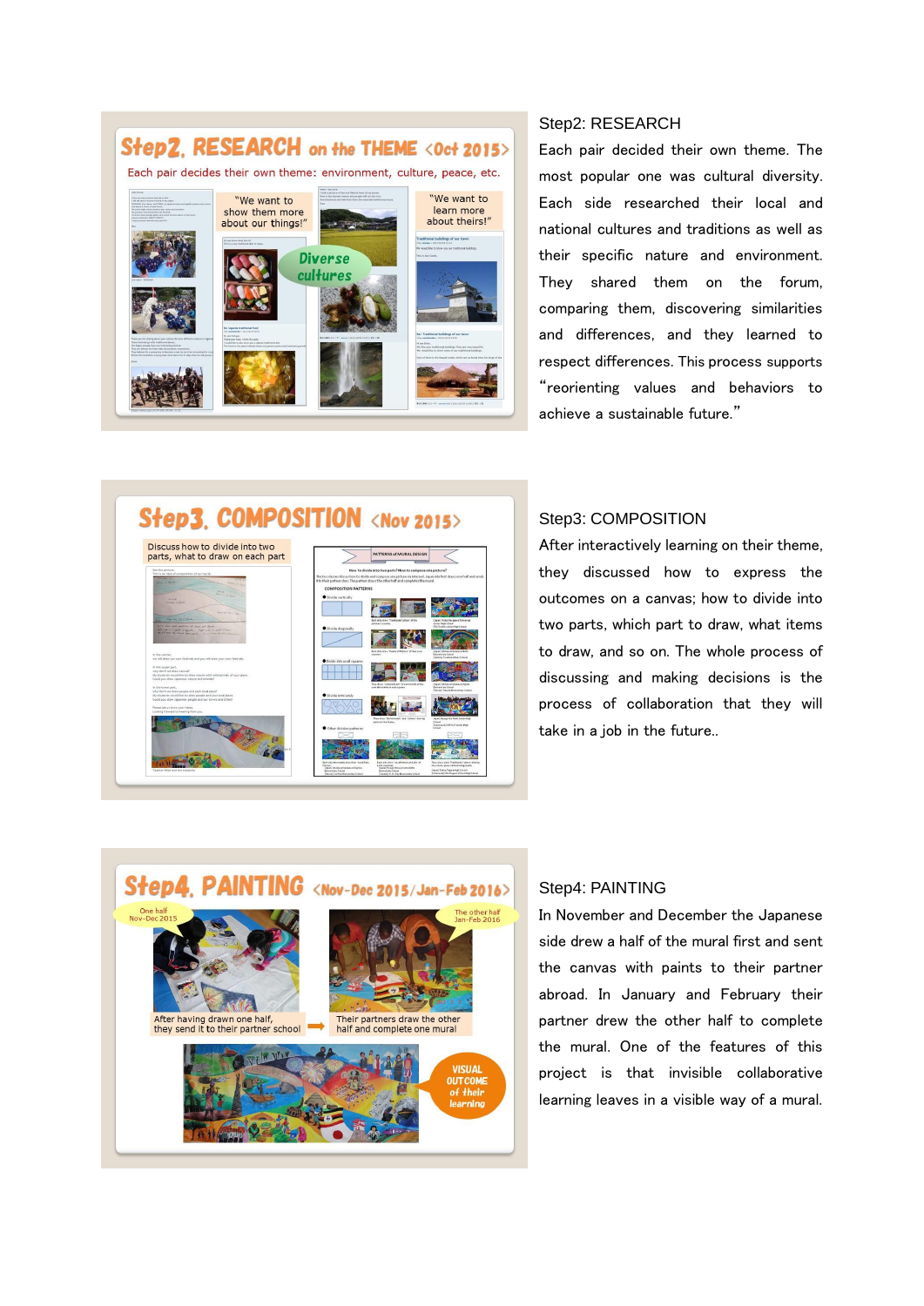Step2: RESEARCH

Each pair decided their own theme. The most popular one was cultural diversity. Each side researched their local and national cultures and traditions as well as their specific nature and environment. They shared them on the forum, comparing them, discovering similarities and differences, and they learned to respect differences. This process supports "reorienting values and behaviors to achieve a sustainable future."

Step3: COMPOSITION

After interactively learning on their theme, they discussed how to express the outcomes on a canvas; how to divide into two parts, which part to draw, what items to draw, and so on. The whole process of discussing and making decisions is the process of collaboration that they will take in a job in the future..

Step4: PAINTING

In November and December the Japanese side drew a half of the mural first and sent the canvas with paints to their partner abroad. In January and February their partner drew the other half to complete the mural. One of the features of this project is that invisible collaborative learning leaves in a visible way of a mural.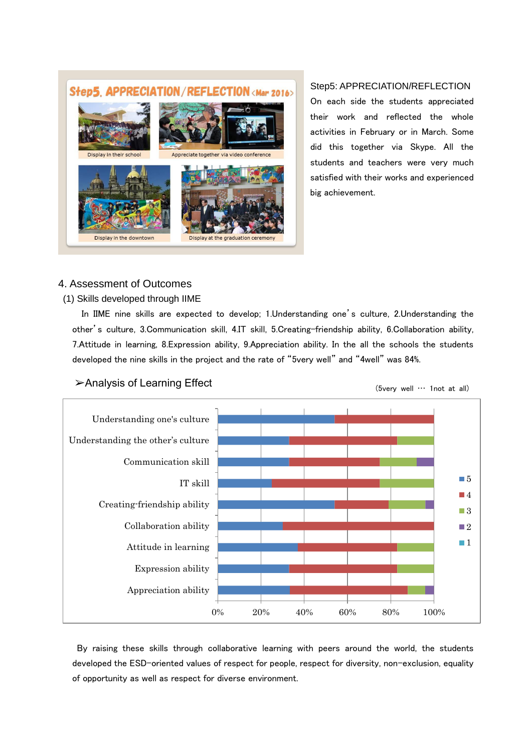Step5: APPRECIATION/REFLECTION

On each side the students appreciated their work and reflected the whole activities in February or in March. Some did this together via Skype. All the students and teachers were very much satisfied with their works and experienced big achievement.

## 4. Assessment of Outcomes

### (1) Skills developed through IIME

In IIME nine skills are expected to develop; 1.Understanding one's culture, 2.Understanding the other's culture, 3.Communication skill, 4.IT skill, 5.Creating-friendship ability, 6.Collaboration ability, 7.Attitude in learning, 8.Expression ability, 9.Appreciation ability. In the all the schools the students developed the nine skills in the project and the rate of "5very well" and "4well" was 84%.

➢Analysis of Learning Effect

(5very well … 1not at all)

By raising these skills through collaborative learning with peers around the world, the students developed the ESD-oriented values of respect for people, respect for diversity, non-exclusion, equality of opportunity as well as respect for diverse environment.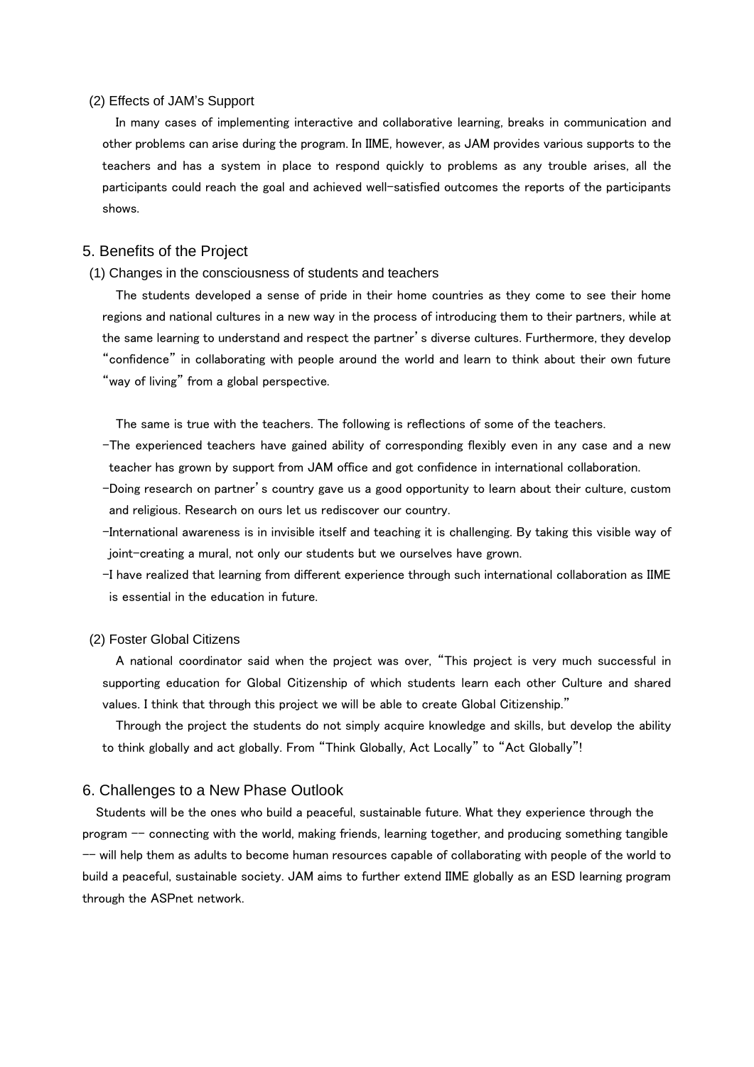### (2) Effects of JAM's Support

In many cases of implementing interactive and collaborative learning, breaks in communication and other problems can arise during the program. In IIME, however, as JAM provides various supports to the teachers and has a system in place to respond quickly to problems as any trouble arises, all the participants could reach the goal and achieved well-satisfied outcomes the reports of the participants shows.

## 5. Benefits of the Project

### (1) Changes in the consciousness of students and teachers

The students developed a sense of pride in their home countries as they come to see their home regions and national cultures in a new way in the process of introducing them to their partners, while at the same learning to understand and respect the partner's diverse cultures. Furthermore, they develop "confidence" in collaborating with people around the world and learn to think about their own future "way of living" from a global perspective.

The same is true with the teachers. The following is reflections of some of the teachers.

- The experienced teachers have gained ability of corresponding flexibly even in any case and a new teacher has grown by support from JAM office and got confidence in international collaboration.
- Doing research on partner's country gave us a good opportunity to learn about their culture, custom and religious. Research on ours let us rediscover our country.
- International awareness is in invisible itself and teaching it is challenging. By taking this visible way of joint-creating a mural, not only our students but we ourselves have grown.
- I have realized that learning from different experience through such international collaboration as IIME is essential in the education in future.

### (2) Foster Global Citizens

A national coordinator said when the project was over, "This project is very much successful in supporting education for Global Citizenship of which students learn each other Culture and shared values. I think that through this project we will be able to create Global Citizenship."

Through the project the students do not simply acquire knowledge and skills, but develop the ability to think globally and act globally. From "Think Globally, Act Locally" to "Act Globally"!

## 6. Challenges to a New Phase Outlook

Students will be the ones who build a peaceful, sustainable future. What they experience through the program -- connecting with the world, making friends, learning together, and producing something tangible -- will help them as adults to become human resources capable of collaborating with people of the world to build a peaceful, sustainable society. JAM aims to further extend IIME globally as an ESD learning program through the ASPnet network.